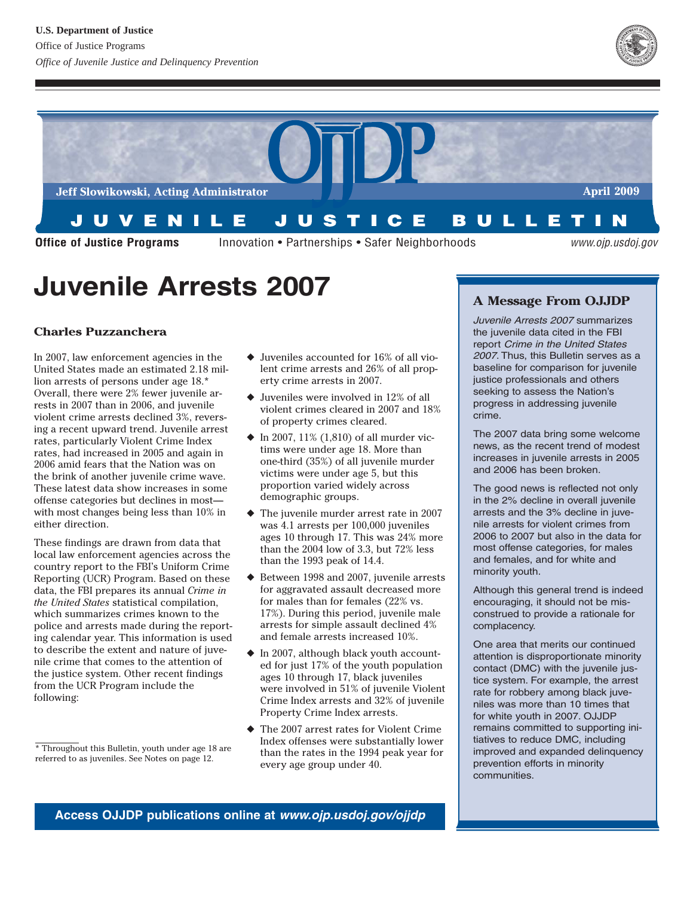U.S. Department of Justice

Office of Justice Programs

*Office of Juvenile Justice and Delinquency Prevention*

OJJDP

Jeff Slowikowski, Acting Administrator

April 2009

JUVENILE JUSTICE BULLETIN

**Office of Justice Programs** Innovation • Partnerships • Safer Neighborhoods *www.ojp.usdoj.gov*

# Juvenile Arrests 2007

**Charles Puzzanchera**

In 2007, law enforcement agencies in the United States made an estimated 2.18 million arrests of persons under age 18.* Overall, there were 2% fewer juvenile arrests in 2007 than in 2006, and juvenile violent crime arrests declined 3%, reversing a recent upward trend. Juvenile arrest rates, particularly Violent Crime Index rates, had increased in 2005 and again in 2006 amid fears that the Nation was on the brink of another juvenile crime wave. These latest data show increases in some offense categories but declines in most—with most changes being less than 10% in either direction.

These findings are drawn from data that local law enforcement agencies across the country report to the FBI's Uniform Crime Reporting (UCR) Program. Based on these data, the FBI prepares its annual *Crime in the United States* statistical compilation, which summarizes crimes known to the police and arrests made during the reporting calendar year. This information is used to describe the extent and nature of juvenile crime that comes to the attention of the justice system. Other recent findings from the UCR Program include the following:

- Juveniles accounted for 16% of all violent crime arrests and 26% of all property crime arrests in 2007.
- Juveniles were involved in 12% of all violent crimes cleared in 2007 and 18% of property crimes cleared.
- In 2007, 11% (1,810) of all murder victims were under age 18. More than one-third (35%) of all juvenile murder victims were under age 5, but this proportion varied widely across demographic groups.
- The juvenile murder arrest rate in 2007 was 4.1 arrests per 100,000 juveniles ages 10 through 17. This was 24% more than the 2004 low of 3.3, but 72% less than the 1993 peak of 14.4.
- Between 1998 and 2007, juvenile arrests for aggravated assault decreased more for males than for females (22% vs. 17%). During this period, juvenile male arrests for simple assault declined 4% and female arrests increased 10%.
- In 2007, although black youth accounted for just 17% of the youth population ages 10 through 17, black juveniles were involved in 51% of juvenile Violent Crime Index arrests and 32% of juvenile Property Crime Index arrests.
- The 2007 arrest rates for Violent Crime Index offenses were substantially lower than the rates in the 1994 peak year for every age group under 40.

\* Throughout this Bulletin, youth under age 18 are referred to as juveniles. See Notes on page 12.

## A Message From OJJDP

*Juvenile Arrests 2007* summarizes the juvenile data cited in the FBI report *Crime in the United States 2007*. Thus, this Bulletin serves as a baseline for comparison for juvenile justice professionals and others seeking to assess the Nation's progress in addressing juvenile crime.

The 2007 data bring some welcome news, as the recent trend of modest increases in juvenile arrests in 2005 and 2006 has been broken.

The good news is reflected not only in the 2% decline in overall juvenile arrests and the 3% decline in juvenile arrests for violent crimes from 2006 to 2007 but also in the data for most offense categories, for males and females, and for white and minority youth.

Although this general trend is indeed encouraging, it should not be misconstrued to provide a rationale for complacency.

One area that merits our continued attention is disproportionate minority contact (DMC) with the juvenile justice system. For example, the arrest rate for robbery among black juveniles was more than 10 times that for white youth in 2007. OJJDP remains committed to supporting initiatives to reduce DMC, including improved and expanded delinquency prevention efforts in minority communities.

**Access OJJDP publications online at *www.ojp.usdoj.gov/ojjdp***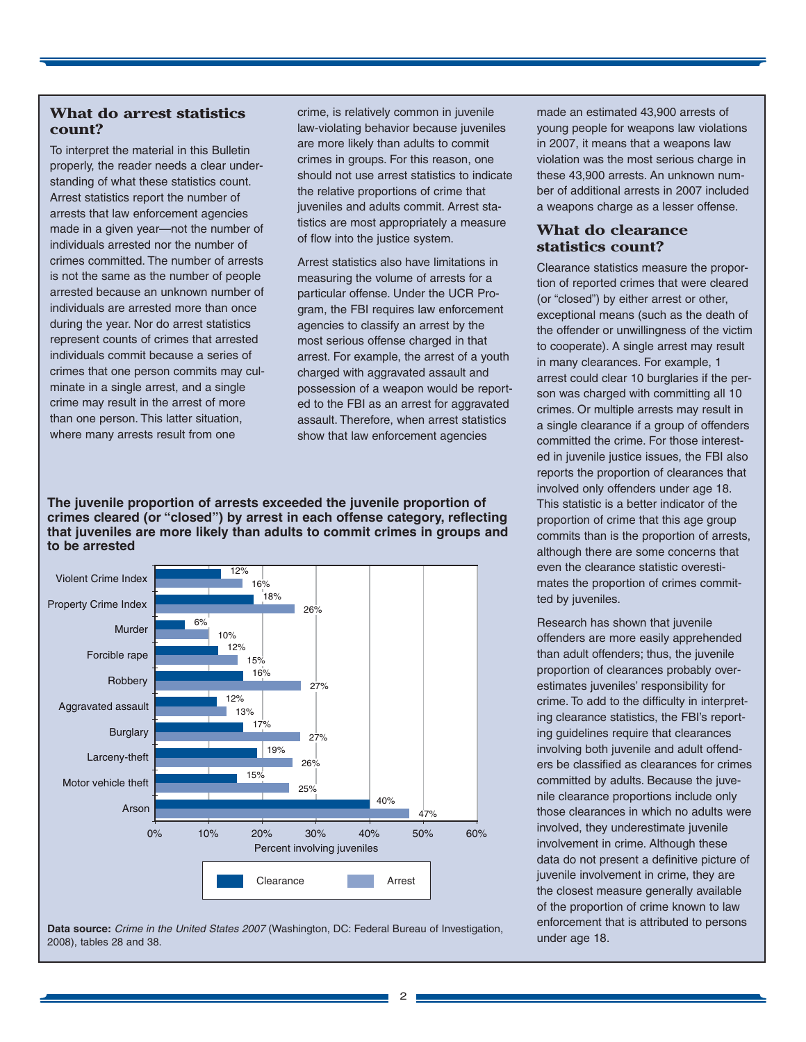## What do arrest statistics count?

To interpret the material in this Bulletin properly, the reader needs a clear understanding of what these statistics count. Arrest statistics report the number of arrests that law enforcement agencies made in a given year—not the number of individuals arrested nor the number of crimes committed. The number of arrests is not the same as the number of people arrested because an unknown number of individuals are arrested more than once during the year. Nor do arrest statistics represent counts of crimes that arrested individuals commit because a series of crimes that one person commits may culminate in a single arrest, and a single crime may result in the arrest of more than one person. This latter situation, where many arrests result from one crime, is relatively common in juvenile law-violating behavior because juveniles are more likely than adults to commit crimes in groups. For this reason, one should not use arrest statistics to indicate the relative proportions of crime that juveniles and adults commit. Arrest statistics are most appropriately a measure of flow into the justice system.

Arrest statistics also have limitations in measuring the volume of arrests for a particular offense. Under the UCR Program, the FBI requires law enforcement agencies to classify an arrest by the most serious offense charged in that arrest. For example, the arrest of a youth charged with aggravated assault and possession of a weapon would be reported to the FBI as an arrest for aggravated assault. Therefore, when arrest statistics show that law enforcement agencies made an estimated 43,900 arrests of young people for weapons law violations in 2007, it means that a weapons law violation was the most serious charge in these 43,900 arrests. An unknown number of additional arrests in 2007 included a weapons charge as a lesser offense.

## What do clearance statistics count?

Clearance statistics measure the proportion of reported crimes that were cleared (or "closed") by either arrest or other, exceptional means (such as the death of the offender or unwillingness of the victim to cooperate). A single arrest may result in many clearances. For example, 1 arrest could clear 10 burglaries if the person was charged with committing all 10 crimes. Or multiple arrests may result in a single clearance if a group of offenders committed the crime. For those interested in juvenile justice issues, the FBI also reports the proportion of clearances that involved only offenders under age 18. This statistic is a better indicator of the proportion of crime that this age group commits than is the proportion of arrests, although there are some concerns that even the clearance statistic overestimates the proportion of crimes committed by juveniles.

Research has shown that juvenile offenders are more easily apprehended than adult offenders; thus, the juvenile proportion of clearances probably overestimates juveniles' responsibility for crime. To add to the difficulty in interpreting clearance statistics, the FBI's reporting guidelines require that clearances involving both juvenile and adult offenders be classified as clearances for crimes committed by adults. Because the juvenile clearance proportions include only those clearances in which no adults were involved, they underestimate juvenile involvement in crime. Although these data do not present a definitive picture of juvenile involvement in crime, they are the closest measure generally available of the proportion of crime known to law enforcement that is attributed to persons under age 18.

**The juvenile proportion of arrests exceeded the juvenile proportion of crimes cleared (or "closed") by arrest in each offense category, reflecting that juveniles are more likely than adults to commit crimes in groups and to be arrested**

| Offense | Clearance | Arrest |
|---|---|---|
| Violent Crime Index | 12% | 16% |
| Property Crime Index | 18% | 26% |
| Murder | 6% | 10% |
| Forcible rape | 12% | 15% |
| Robbery | 16% | 27% |
| Aggravated assault | 12% | 13% |
| Burglary | 17% | 27% |
| Larceny-theft | 19% | 26% |
| Motor vehicle theft | 15% | 25% |
| Arson | 40% | 47% |

Percent involving juveniles

**Data source:** *Crime in the United States 2007* (Washington, DC: Federal Bureau of Investigation, 2008), tables 28 and 38.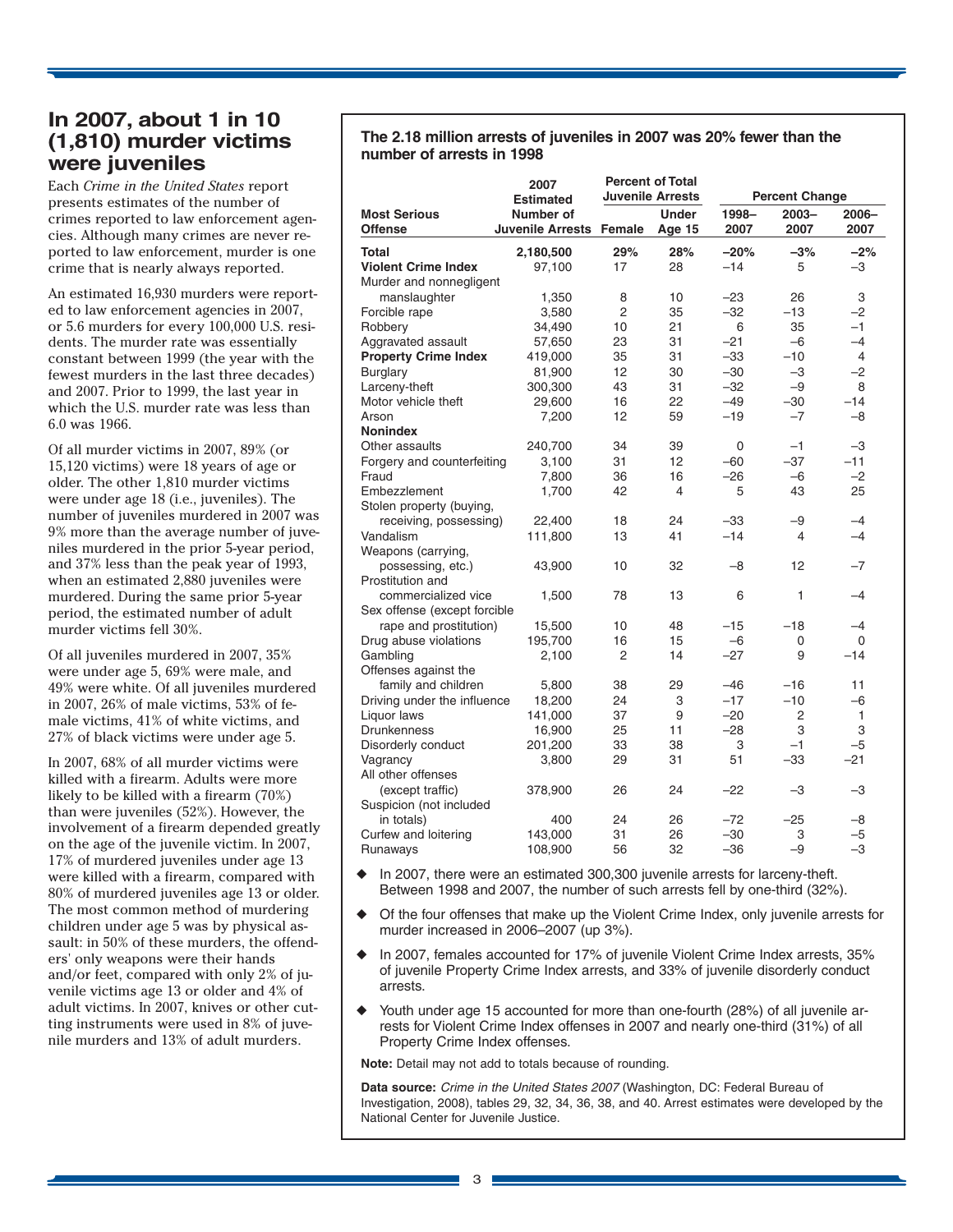## In 2007, about 1 in 10 (1,810) murder victims were juveniles

Each *Crime in the United States* report presents estimates of the number of crimes reported to law enforcement agencies. Although many crimes are never reported to law enforcement, murder is one crime that is nearly always reported.

An estimated 16,930 murders were reported to law enforcement agencies in 2007, or 5.6 murders for every 100,000 U.S. residents. The murder rate was essentially constant between 1999 (the year with the fewest murders in the last three decades) and 2007. Prior to 1999, the last year in which the U.S. murder rate was less than 6.0 was 1966.

Of all murder victims in 2007, 89% (or 15,120 victims) were 18 years of age or older. The other 1,810 murder victims were under age 18 (i.e., juveniles). The number of juveniles murdered in 2007 was 9% more than the average number of juveniles murdered in the prior 5-year period, and 37% less than the peak year of 1993, when an estimated 2,880 juveniles were murdered. During the same prior 5-year period, the estimated number of adult murder victims fell 30%.

Of all juveniles murdered in 2007, 35% were under age 5, 69% were male, and 49% were white. Of all juveniles murdered in 2007, 26% of male victims, 53% of female victims, 41% of white victims, and 27% of black victims were under age 5.

In 2007, 68% of all murder victims were killed with a firearm. Adults were more likely to be killed with a firearm (70%) than were juveniles (52%). However, the involvement of a firearm depended greatly on the age of the juvenile victim. In 2007, 17% of murdered juveniles under age 13 were killed with a firearm, compared with 80% of murdered juveniles age 13 or older. The most common method of murdering children under age 5 was by physical assault: in 50% of these murders, the offenders' only weapons were their hands and/or feet, compared with only 2% of juvenile victims age 13 or older and 4% of adult victims. In 2007, knives or other cutting instruments were used in 8% of juvenile murders and 13% of adult murders.

**The 2.18 million arrests of juveniles in 2007 was 20% fewer than the number of arrests in 1998**

| Most Serious Offense | 2007 Estimated Number of Juvenile Arrests | Percent of Total Juvenile Arrests | | Percent Change | | |
|---|---|---|---|---|---|---|
| | | Female | Under Age 15 | 1998–2007 | 2003–2007 | 2006–2007 |
| **Total** | **2,180,500** | **29%** | **28%** | **–20%** | **–3%** | **–2%** |
| **Violent Crime Index** | 97,100 | 17 | 28 | –14 | 5 | –3 |
| Murder and nonnegligent manslaughter | 1,350 | 8 | 10 | –23 | 26 | 3 |
| Forcible rape | 3,580 | 2 | 35 | –32 | –13 | –2 |
| Robbery | 34,490 | 10 | 21 | 6 | 35 | –1 |
| Aggravated assault | 57,650 | 23 | 31 | –21 | –6 | –4 |
| **Property Crime Index** | 419,000 | 35 | 31 | –33 | –10 | 4 |
| Burglary | 81,900 | 12 | 30 | –30 | –3 | –2 |
| Larceny-theft | 300,300 | 43 | 31 | –32 | –9 | 8 |
| Motor vehicle theft | 29,600 | 16 | 22 | –49 | –30 | –14 |
| Arson | 7,200 | 12 | 59 | –19 | –7 | –8 |
| **Nonindex** | | | | | | |
| Other assaults | 240,700 | 34 | 39 | 0 | –1 | –3 |
| Forgery and counterfeiting | 3,100 | 31 | 12 | –60 | –37 | –11 |
| Fraud | 7,800 | 36 | 16 | –26 | –6 | –2 |
| Embezzlement | 1,700 | 42 | 4 | 5 | 43 | 25 |
| Stolen property (buying, receiving, possessing) | 22,400 | 18 | 24 | –33 | –9 | –4 |
| Vandalism | 111,800 | 13 | 41 | –14 | 4 | –4 |
| Weapons (carrying, possessing, etc.) | 43,900 | 10 | 32 | –8 | 12 | –7 |
| Prostitution and commercialized vice | 1,500 | 78 | 13 | 6 | 1 | –4 |
| Sex offense (except forcible rape and prostitution) | 15,500 | 10 | 48 | –15 | –18 | –4 |
| Drug abuse violations | 195,700 | 16 | 15 | –6 | 0 | 0 |
| Gambling | 2,100 | 2 | 14 | –27 | 9 | –14 |
| Offenses against the family and children | 5,800 | 38 | 29 | –46 | –16 | 11 |
| Driving under the influence | 18,200 | 24 | 3 | –17 | –10 | –6 |
| Liquor laws | 141,000 | 37 | 9 | –20 | 2 | 1 |
| Drunkenness | 16,900 | 25 | 11 | –28 | 3 | 3 |
| Disorderly conduct | 201,200 | 33 | 38 | 3 | –1 | –5 |
| Vagrancy | 3,800 | 29 | 31 | 51 | –33 | –21 |
| All other offenses (except traffic) | 378,900 | 26 | 24 | –22 | –3 | –3 |
| Suspicion (not included in totals) | 400 | 24 | 26 | –72 | –25 | –8 |
| Curfew and loitering | 143,000 | 31 | 26 | –30 | 3 | –5 |
| Runaways | 108,900 | 56 | 32 | –36 | –9 | –3 |

- In 2007, there were an estimated 300,300 juvenile arrests for larceny-theft. Between 1998 and 2007, the number of such arrests fell by one-third (32%).
- Of the four offenses that make up the Violent Crime Index, only juvenile arrests for murder increased in 2006–2007 (up 3%).
- In 2007, females accounted for 17% of juvenile Violent Crime Index arrests, 35% of juvenile Property Crime Index arrests, and 33% of juvenile disorderly conduct arrests.
- Youth under age 15 accounted for more than one-fourth (28%) of all juvenile arrests for Violent Crime Index offenses in 2007 and nearly one-third (31%) of all Property Crime Index offenses.

**Note:** Detail may not add to totals because of rounding.

**Data source:** *Crime in the United States 2007* (Washington, DC: Federal Bureau of Investigation, 2008), tables 29, 32, 34, 36, 38, and 40. Arrest estimates were developed by the National Center for Juvenile Justice.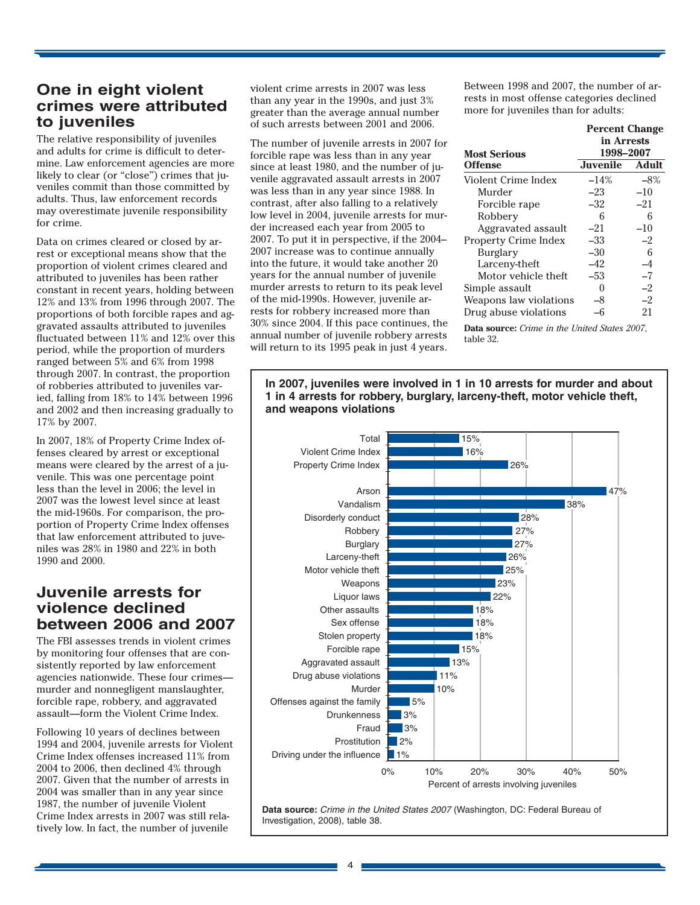## One in eight violent crimes were attributed to juveniles

The relative responsibility of juveniles and adults for crime is difficult to determine. Law enforcement agencies are more likely to clear (or "close") crimes that juveniles commit than those committed by adults. Thus, law enforcement records may overestimate juvenile responsibility for crime.

Data on crimes cleared or closed by arrest or exceptional means show that the proportion of violent crimes cleared and attributed to juveniles has been rather constant in recent years, holding between 12% and 13% from 1996 through 2007. The proportions of both forcible rapes and aggravated assaults attributed to juveniles fluctuated between 11% and 12% over this period, while the proportion of murders ranged between 5% and 6% from 1998 through 2007. In contrast, the proportion of robberies attributed to juveniles varied, falling from 18% to 14% between 1996 and 2002 and then increasing gradually to 17% by 2007.

In 2007, 18% of Property Crime Index offenses cleared by arrest or exceptional means were cleared by the arrest of a juvenile. This was one percentage point less than the level in 2006; the level in 2007 was the lowest level since at least the mid-1960s. For comparison, the proportion of Property Crime Index offenses that law enforcement attributed to juveniles was 28% in 1980 and 22% in both 1990 and 2000.

## Juvenile arrests for violence declined between 2006 and 2007

The FBI assesses trends in violent crimes by monitoring four offenses that are consistently reported by law enforcement agencies nationwide. These four crimes—murder and nonnegligent manslaughter, forcible rape, robbery, and aggravated assault—form the Violent Crime Index.

Following 10 years of declines between 1994 and 2004, juvenile arrests for Violent Crime Index offenses increased 11% from 2004 to 2006, then declined 4% through 2007. Given that the number of arrests in 2004 was smaller than in any year since 1987, the number of juvenile Violent Crime Index arrests in 2007 was still relatively low. In fact, the number of juvenile violent crime arrests in 2007 was less than any year in the 1990s, and just 3% greater than the average annual number of such arrests between 2001 and 2006.

The number of juvenile arrests in 2007 for forcible rape was less than in any year since at least 1980, and the number of juvenile aggravated assault arrests in 2007 was less than in any year since 1988. In contrast, after also falling to a relatively low level in 2004, juvenile arrests for murder increased each year from 2005 to 2007. To put it in perspective, if the 2004–2007 increase was to continue annually into the future, it would take another 20 years for the annual number of juvenile murder arrests to return to its peak level of the mid-1990s. However, juvenile arrests for robbery increased more than 30% since 2004. If this pace continues, the annual number of juvenile robbery arrests will return to its 1995 peak in just 4 years.

Between 1998 and 2007, the number of arrests in most offense categories declined more for juveniles than for adults:

| Most Serious Offense | Percent Change in Arrests 1998–2007 | |
|---|---|---|
| | Juvenile | Adult |
| Violent Crime Index | –14% | –8% |
| Murder | –23 | –10 |
| Forcible rape | –32 | –21 |
| Robbery | 6 | 6 |
| Aggravated assault | –21 | –10 |
| Property Crime Index | –33 | –2 |
| Burglary | –30 | 6 |
| Larceny-theft | –42 | –4 |
| Motor vehicle theft | –53 | –7 |
| Simple assault | 0 | –2 |
| Weapons law violations | –8 | –2 |
| Drug abuse violations | –6 | 21 |

**Data source:** *Crime in the United States 2007*, table 32.

**In 2007, juveniles were involved in 1 in 10 arrests for murder and about 1 in 4 arrests for robbery, burglary, larceny-theft, motor vehicle theft, and weapons violations**

| Offense | Percent of arrests involving juveniles |
|---|---|
| Total | 15% |
| Violent Crime Index | 16% |
| Property Crime Index | 26% |
| Arson | 47% |
| Vandalism | 38% |
| Disorderly conduct | 28% |
| Robbery | 27% |
| Burglary | 27% |
| Larceny-theft | 26% |
| Motor vehicle theft | 25% |
| Weapons | 23% |
| Liquor laws | 22% |
| Other assaults | 18% |
| Sex offense | 18% |
| Stolen property | 18% |
| Forcible rape | 15% |
| Aggravated assault | 13% |
| Drug abuse violations | 11% |
| Murder | 10% |
| Offenses against the family | 5% |
| Drunkenness | 3% |
| Fraud | 3% |
| Prostitution | 2% |
| Driving under the influence | 1% |

**Data source:** *Crime in the United States 2007* (Washington, DC: Federal Bureau of Investigation, 2008), table 38.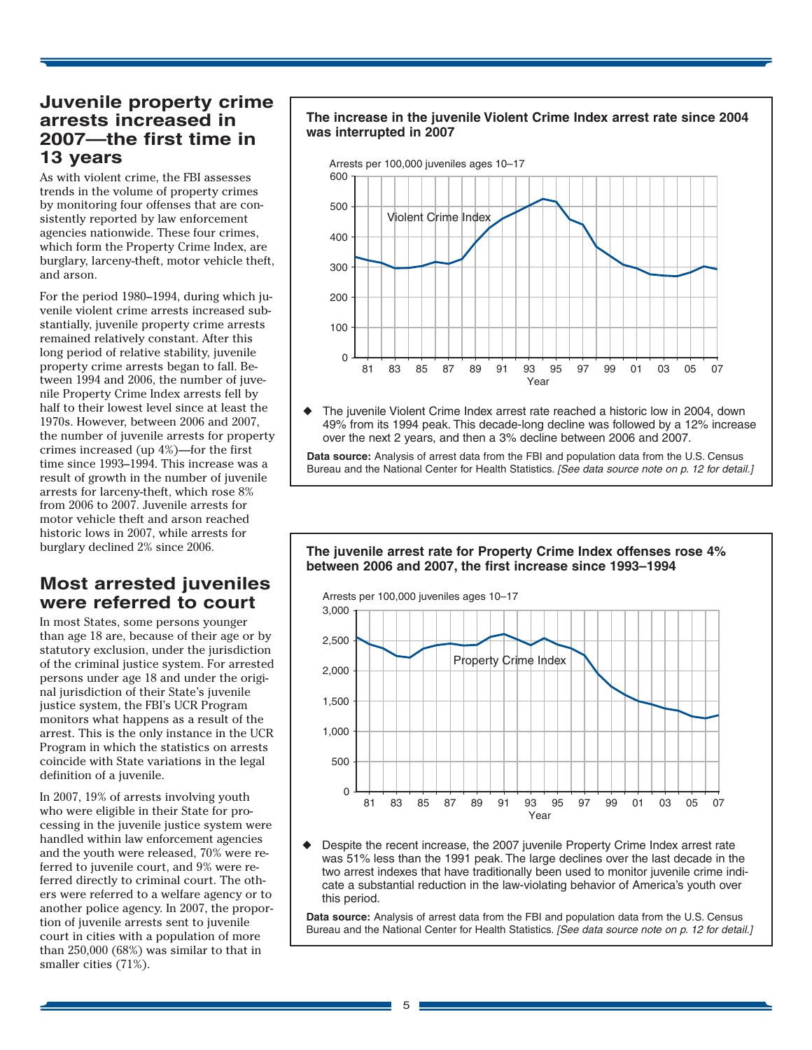## Juvenile property crime arrests increased in 2007—the first time in 13 years

As with violent crime, the FBI assesses trends in the volume of property crimes by monitoring four offenses that are consistently reported by law enforcement agencies nationwide. These four crimes, which form the Property Crime Index, are burglary, larceny-theft, motor vehicle theft, and arson.

For the period 1980–1994, during which juvenile violent crime arrests increased substantially, juvenile property crime arrests remained relatively constant. After this long period of relative stability, juvenile property crime arrests began to fall. Between 1994 and 2006, the number of juvenile Property Crime Index arrests fell by half to their lowest level since at least the 1970s. However, between 2006 and 2007, the number of juvenile arrests for property crimes increased (up 4%)—for the first time since 1993–1994. This increase was a result of growth in the number of juvenile arrests for larceny-theft, which rose 8% from 2006 to 2007. Juvenile arrests for motor vehicle theft and arson reached historic lows in 2007, while arrests for burglary declined 2% since 2006.

## Most arrested juveniles were referred to court

In most States, some persons younger than age 18 are, because of their age or by statutory exclusion, under the jurisdiction of the criminal justice system. For arrested persons under age 18 and under the original jurisdiction of their State's juvenile justice system, the FBI's UCR Program monitors what happens as a result of the arrest. This is the only instance in the UCR Program in which the statistics on arrests coincide with State variations in the legal definition of a juvenile.

In 2007, 19% of arrests involving youth who were eligible in their State for processing in the juvenile justice system were handled within law enforcement agencies and the youth were released, 70% were referred to juvenile court, and 9% were referred directly to criminal court. The others were referred to a welfare agency or to another police agency. In 2007, the proportion of juvenile arrests sent to juvenile court in cities with a population of more than 250,000 (68%) was similar to that in smaller cities (71%).

**The increase in the juvenile Violent Crime Index arrest rate since 2004 was interrupted in 2007**

Arrests per 100,000 juveniles ages 10–17

[Line chart: Violent Crime Index, 1980–2007; y-axis 0–600; x-axis Year 81–07]

- The juvenile Violent Crime Index arrest rate reached a historic low in 2004, down 49% from its 1994 peak. This decade-long decline was followed by a 12% increase over the next 2 years, and then a 3% decline between 2006 and 2007.

**Data source:** Analysis of arrest data from the FBI and population data from the U.S. Census Bureau and the National Center for Health Statistics. *[See data source note on p. 12 for detail.]*

**The juvenile arrest rate for Property Crime Index offenses rose 4% between 2006 and 2007, the first increase since 1993–1994**

Arrests per 100,000 juveniles ages 10–17

[Line chart: Property Crime Index, 1980–2007; y-axis 0–3,000; x-axis Year 81–07]

- Despite the recent increase, the 2007 juvenile Property Crime Index arrest rate was 51% less than the 1991 peak. The large declines over the last decade in the two arrest indexes that have traditionally been used to monitor juvenile crime indicate a substantial reduction in the law-violating behavior of America's youth over this period.

**Data source:** Analysis of arrest data from the FBI and population data from the U.S. Census Bureau and the National Center for Health Statistics. *[See data source note on p. 12 for detail.]*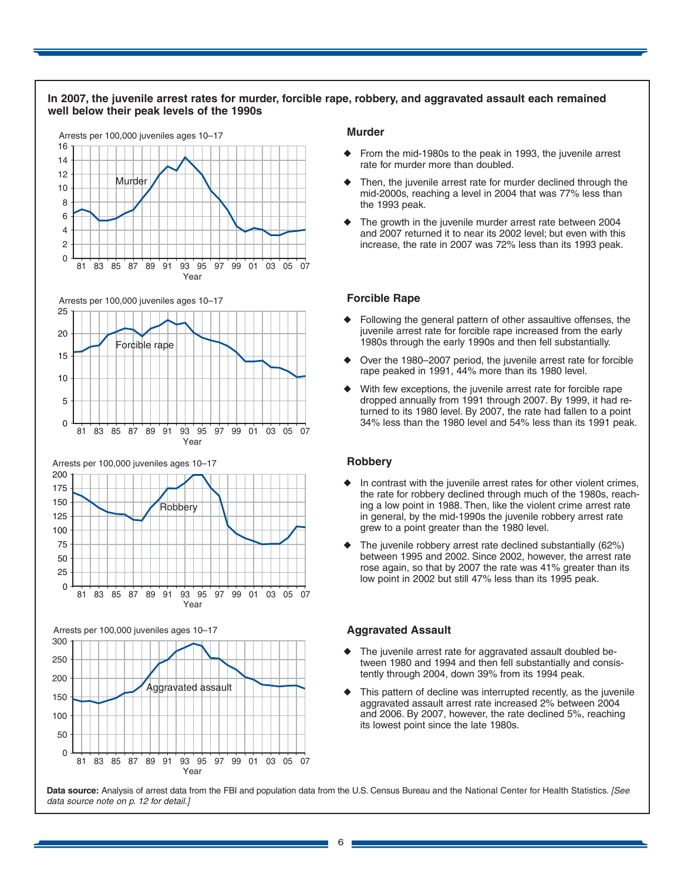**In 2007, the juvenile arrest rates for murder, forcible rape, robbery, and aggravated assault each remained well below their peak levels of the 1990s**

### Murder

- From the mid-1980s to the peak in 1993, the juvenile arrest rate for murder more than doubled.
- Then, the juvenile arrest rate for murder declined through the mid-2000s, reaching a level in 2004 that was 77% less than the 1993 peak.
- The growth in the juvenile murder arrest rate between 2004 and 2007 returned it to near its 2002 level; but even with this increase, the rate in 2007 was 72% less than its 1993 peak.

### Forcible Rape

- Following the general pattern of other assaultive offenses, the juvenile arrest rate for forcible rape increased from the early 1980s through the early 1990s and then fell substantially.
- Over the 1980–2007 period, the juvenile arrest rate for forcible rape peaked in 1991, 44% more than its 1980 level.
- With few exceptions, the juvenile arrest rate for forcible rape dropped annually from 1991 through 2007. By 1999, it had returned to its 1980 level. By 2007, the rate had fallen to a point 34% less than the 1980 level and 54% less than its 1991 peak.

### Robbery

- In contrast with the juvenile arrest rates for other violent crimes, the rate for robbery declined through much of the 1980s, reaching a low point in 1988. Then, like the violent crime arrest rate in general, by the mid-1990s the juvenile robbery arrest rate grew to a point greater than the 1980 level.
- The juvenile robbery arrest rate declined substantially (62%) between 1995 and 2002. Since 2002, however, the arrest rate rose again, so that by 2007 the rate was 41% greater than its low point in 2002 but still 47% less than its 1995 peak.

### Aggravated Assault

- The juvenile arrest rate for aggravated assault doubled between 1980 and 1994 and then fell substantially and consistently through 2004, down 39% from its 1994 peak.
- This pattern of decline was interrupted recently, as the juvenile aggravated assault arrest rate increased 2% between 2004 and 2006. By 2007, however, the rate declined 5%, reaching its lowest point since the late 1980s.

**Data source:** Analysis of arrest data from the FBI and population data from the U.S. Census Bureau and the National Center for Health Statistics. *[See data source note on p. 12 for detail.]*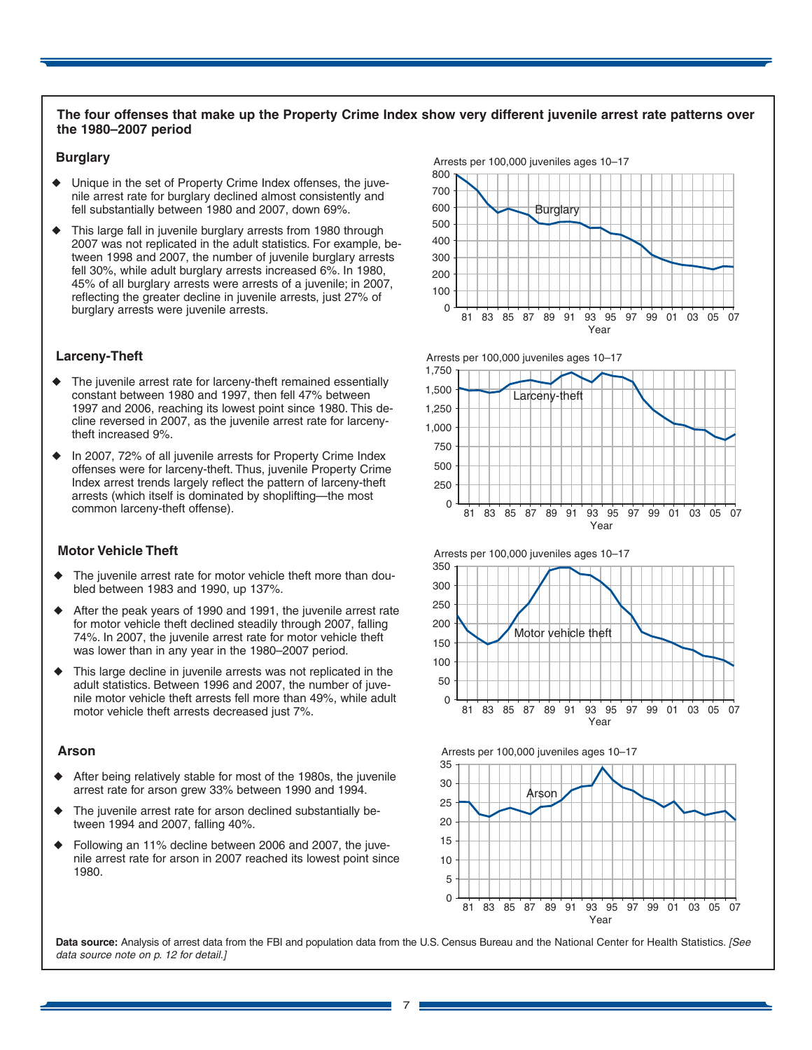**The four offenses that make up the Property Crime Index show very different juvenile arrest rate patterns over the 1980–2007 period**

### Burglary

- Unique in the set of Property Crime Index offenses, the juvenile arrest rate for burglary declined almost consistently and fell substantially between 1980 and 2007, down 69%.
- This large fall in juvenile burglary arrests from 1980 through 2007 was not replicated in the adult statistics. For example, between 1998 and 2007, the number of juvenile burglary arrests fell 30%, while adult burglary arrests increased 6%. In 1980, 45% of all burglary arrests were arrests of a juvenile; in 2007, reflecting the greater decline in juvenile arrests, just 27% of burglary arrests were juvenile arrests.

### Larceny-Theft

- The juvenile arrest rate for larceny-theft remained essentially constant between 1980 and 1997, then fell 47% between 1997 and 2006, reaching its lowest point since 1980. This decline reversed in 2007, as the juvenile arrest rate for larceny-theft increased 9%.
- In 2007, 72% of all juvenile arrests for Property Crime Index offenses were for larceny-theft. Thus, juvenile Property Crime Index arrest trends largely reflect the pattern of larceny-theft arrests (which itself is dominated by shoplifting—the most common larceny-theft offense).

### Motor Vehicle Theft

- The juvenile arrest rate for motor vehicle theft more than doubled between 1983 and 1990, up 137%.
- After the peak years of 1990 and 1991, the juvenile arrest rate for motor vehicle theft declined steadily through 2007, falling 74%. In 2007, the juvenile arrest rate for motor vehicle theft was lower than in any year in the 1980–2007 period.
- This large decline in juvenile arrests was not replicated in the adult statistics. Between 1996 and 2007, the number of juvenile motor vehicle theft arrests fell more than 49%, while adult motor vehicle theft arrests decreased just 7%.

### Arson

- After being relatively stable for most of the 1980s, the juvenile arrest rate for arson grew 33% between 1990 and 1994.
- The juvenile arrest rate for arson declined substantially between 1994 and 2007, falling 40%.
- Following an 11% decline between 2006 and 2007, the juvenile arrest rate for arson in 2007 reached its lowest point since 1980.

**Data source:** Analysis of arrest data from the FBI and population data from the U.S. Census Bureau and the National Center for Health Statistics. *[See data source note on p. 12 for detail.]*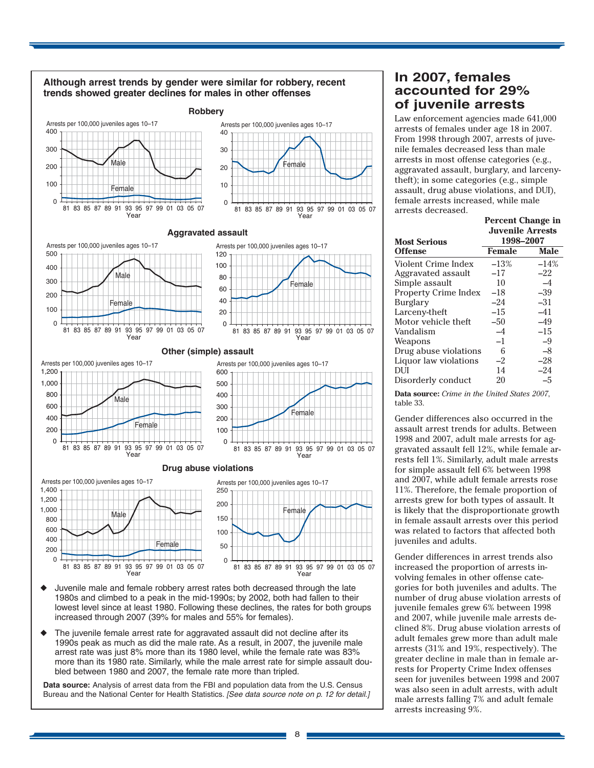**Although arrest trends by gender were similar for robbery, recent trends showed greater declines for males in other offenses**

**Robbery**

**Aggravated assault**

**Other (simple) assault**

**Drug abuse violations**

- Juvenile male and female robbery arrest rates both decreased through the late 1980s and climbed to a peak in the mid-1990s; by 2002, both had fallen to their lowest level since at least 1980. Following these declines, the rates for both groups increased through 2007 (39% for males and 55% for females).
- The juvenile female arrest rate for aggravated assault did not decline after its 1990s peak as much as did the male rate. As a result, in 2007, the juvenile male arrest rate was just 8% more than its 1980 level, while the female rate was 83% more than its 1980 rate. Similarly, while the male arrest rate for simple assault doubled between 1980 and 2007, the female rate more than tripled.

**Data source:** Analysis of arrest data from the FBI and population data from the U.S. Census Bureau and the National Center for Health Statistics. *[See data source note on p. 12 for detail.]*

## In 2007, females accounted for 29% of juvenile arrests

Law enforcement agencies made 641,000 arrests of females under age 18 in 2007. From 1998 through 2007, arrests of juvenile females decreased less than male arrests in most offense categories (e.g., aggravated assault, burglary, and larceny-theft); in some categories (e.g., simple assault, drug abuse violations, and DUI), female arrests increased, while male arrests decreased.

| Most Serious Offense | Percent Change in Juvenile Arrests 1998–2007 | |
|---|---|---|
| | Female | Male |
| Violent Crime Index | –13% | –14% |
| Aggravated assault | –17 | –22 |
| Simple assault | 10 | –4 |
| Property Crime Index | –18 | –39 |
| Burglary | –24 | –31 |
| Larceny-theft | –15 | –41 |
| Motor vehicle theft | –50 | –49 |
| Vandalism | –4 | –15 |
| Weapons | –1 | –9 |
| Drug abuse violations | 6 | –8 |
| Liquor law violations | –2 | –28 |
| DUI | 14 | –24 |
| Disorderly conduct | 20 | –5 |

**Data source:** *Crime in the United States 2007*, table 33.

Gender differences also occurred in the assault arrest trends for adults. Between 1998 and 2007, adult male arrests for aggravated assault fell 12%, while female arrests fell 1%. Similarly, adult male arrests for simple assault fell 6% between 1998 and 2007, while adult female arrests rose 11%. Therefore, the female proportion of arrests grew for both types of assault. It is likely that the disproportionate growth in female assault arrests over this period was related to factors that affected both juveniles and adults.

Gender differences in arrest trends also increased the proportion of arrests involving females in other offense categories for both juveniles and adults. The number of drug abuse violation arrests of juvenile females grew 6% between 1998 and 2007, while juvenile male arrests declined 8%. Drug abuse violation arrests of adult females grew more than adult male arrests (31% and 19%, respectively). The greater decline in male than in female arrests for Property Crime Index offenses seen for juveniles between 1998 and 2007 was also seen in adult arrests, with adult male arrests falling 7% and adult female arrests increasing 9%.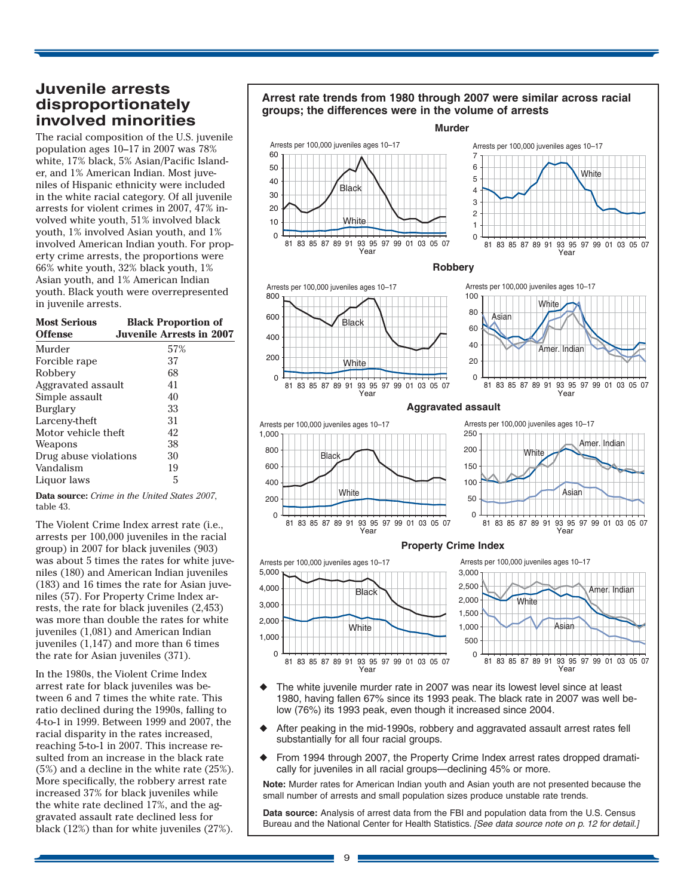## Juvenile arrests disproportionately involved minorities

The racial composition of the U.S. juvenile population ages 10–17 in 2007 was 78% white, 17% black, 5% Asian/Pacific Islander, and 1% American Indian. Most juveniles of Hispanic ethnicity were included in the white racial category. Of all juvenile arrests for violent crimes in 2007, 47% involved white youth, 51% involved black youth, 1% involved Asian youth, and 1% involved American Indian youth. For property crime arrests, the proportions were 66% white youth, 32% black youth, 1% Asian youth, and 1% American Indian youth. Black youth were overrepresented in juvenile arrests.

| Most Serious Offense | Black Proportion of Juvenile Arrests in 2007 |
|---|---|
| Murder | 57% |
| Forcible rape | 37 |
| Robbery | 68 |
| Aggravated assault | 41 |
| Simple assault | 40 |
| Burglary | 33 |
| Larceny-theft | 31 |
| Motor vehicle theft | 42 |
| Weapons | 38 |
| Drug abuse violations | 30 |
| Vandalism | 19 |
| Liquor laws | 5 |

**Data source:** *Crime in the United States 2007*, table 43.

The Violent Crime Index arrest rate (i.e., arrests per 100,000 juveniles in the racial group) in 2007 for black juveniles (903) was about 5 times the rates for white juveniles (180) and American Indian juveniles (183) and 16 times the rate for Asian juveniles (57). For Property Crime Index arrests, the rate for black juveniles (2,453) was more than double the rates for white juveniles (1,081) and American Indian juveniles (1,147) and more than 6 times the rate for Asian juveniles (371).

In the 1980s, the Violent Crime Index arrest rate for black juveniles was between 6 and 7 times the white rate. This ratio declined during the 1990s, falling to 4-to-1 in 1999. Between 1999 and 2007, the racial disparity in the rates increased, reaching 5-to-1 in 2007. This increase resulted from an increase in the black rate (5%) and a decline in the white rate (25%). More specifically, the robbery arrest rate increased 37% for black juveniles while the white rate declined 17%, and the aggravated assault rate declined less for black (12%) than for white juveniles (27%).

**Arrest rate trends from 1980 through 2007 were similar across racial groups; the differences were in the volume of arrests**

- The white juvenile murder rate in 2007 was near its lowest level since at least 1980, having fallen 67% since its 1993 peak. The black rate in 2007 was well below (76%) its 1993 peak, even though it increased since 2004.
- After peaking in the mid-1990s, robbery and aggravated assault arrest rates fell substantially for all four racial groups.
- From 1994 through 2007, the Property Crime Index arrest rates dropped dramatically for juveniles in all racial groups—declining 45% or more.

**Note:** Murder rates for American Indian youth and Asian youth are not presented because the small number of arrests and small population sizes produce unstable rate trends.

**Data source:** Analysis of arrest data from the FBI and population data from the U.S. Census Bureau and the National Center for Health Statistics. *[See data source note on p. 12 for detail.]*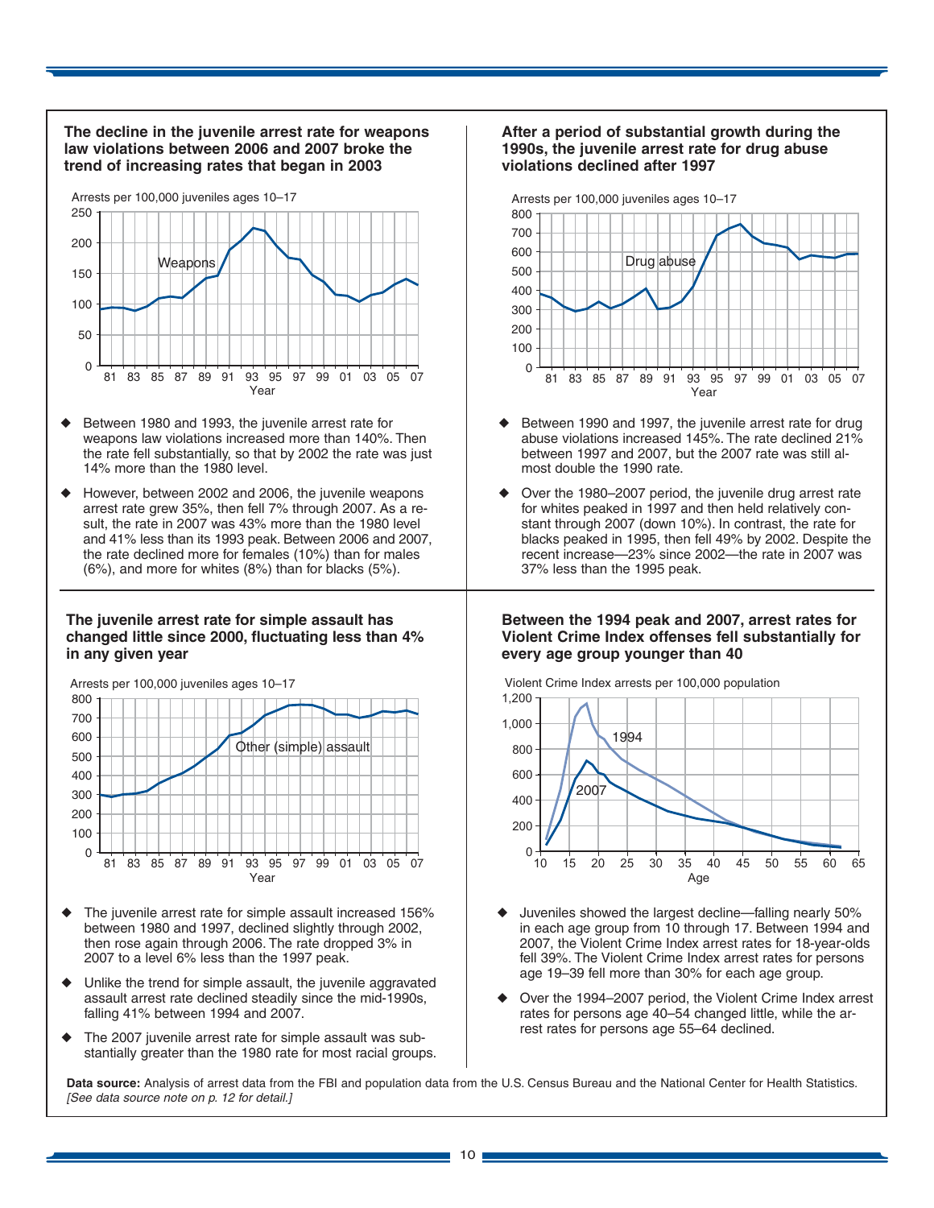**The decline in the juvenile arrest rate for weapons law violations between 2006 and 2007 broke the trend of increasing rates that began in 2003**

- Between 1980 and 1993, the juvenile arrest rate for weapons law violations increased more than 140%. Then the rate fell substantially, so that by 2002 the rate was just 14% more than the 1980 level.
- However, between 2002 and 2006, the juvenile weapons arrest rate grew 35%, then fell 7% through 2007. As a result, the rate in 2007 was 43% more than the 1980 level and 41% less than its 1993 peak. Between 2006 and 2007, the rate declined more for females (10%) than for males (6%), and more for whites (8%) than for blacks (5%).

**After a period of substantial growth during the 1990s, the juvenile arrest rate for drug abuse violations declined after 1997**

- Between 1990 and 1997, the juvenile arrest rate for drug abuse violations increased 145%. The rate declined 21% between 1997 and 2007, but the 2007 rate was still almost double the 1990 rate.
- Over the 1980–2007 period, the juvenile drug arrest rate for whites peaked in 1997 and then held relatively constant through 2007 (down 10%). In contrast, the rate for blacks peaked in 1995, then fell 49% by 2002. Despite the recent increase—23% since 2002—the rate in 2007 was 37% less than the 1995 peak.

**The juvenile arrest rate for simple assault has changed little since 2000, fluctuating less than 4% in any given year**

- The juvenile arrest rate for simple assault increased 156% between 1980 and 1997, declined slightly through 2002, then rose again through 2006. The rate dropped 3% in 2007 to a level 6% less than the 1997 peak.
- Unlike the trend for simple assault, the juvenile aggravated assault arrest rate declined steadily since the mid-1990s, falling 41% between 1994 and 2007.
- The 2007 juvenile arrest rate for simple assault was substantially greater than the 1980 rate for most racial groups.

**Between the 1994 peak and 2007, arrest rates for Violent Crime Index offenses fell substantially for every age group younger than 40**

- Juveniles showed the largest decline—falling nearly 50% in each age group from 10 through 17. Between 1994 and 2007, the Violent Crime Index arrest rates for 18-year-olds fell 39%. The Violent Crime Index arrest rates for persons age 19–39 fell more than 30% for each age group.
- Over the 1994–2007 period, the Violent Crime Index arrest rates for persons age 40–54 changed little, while the arrest rates for persons age 55–64 declined.

**Data source:** Analysis of arrest data from the FBI and population data from the U.S. Census Bureau and the National Center for Health Statistics. *[See data source note on p. 12 for detail.]*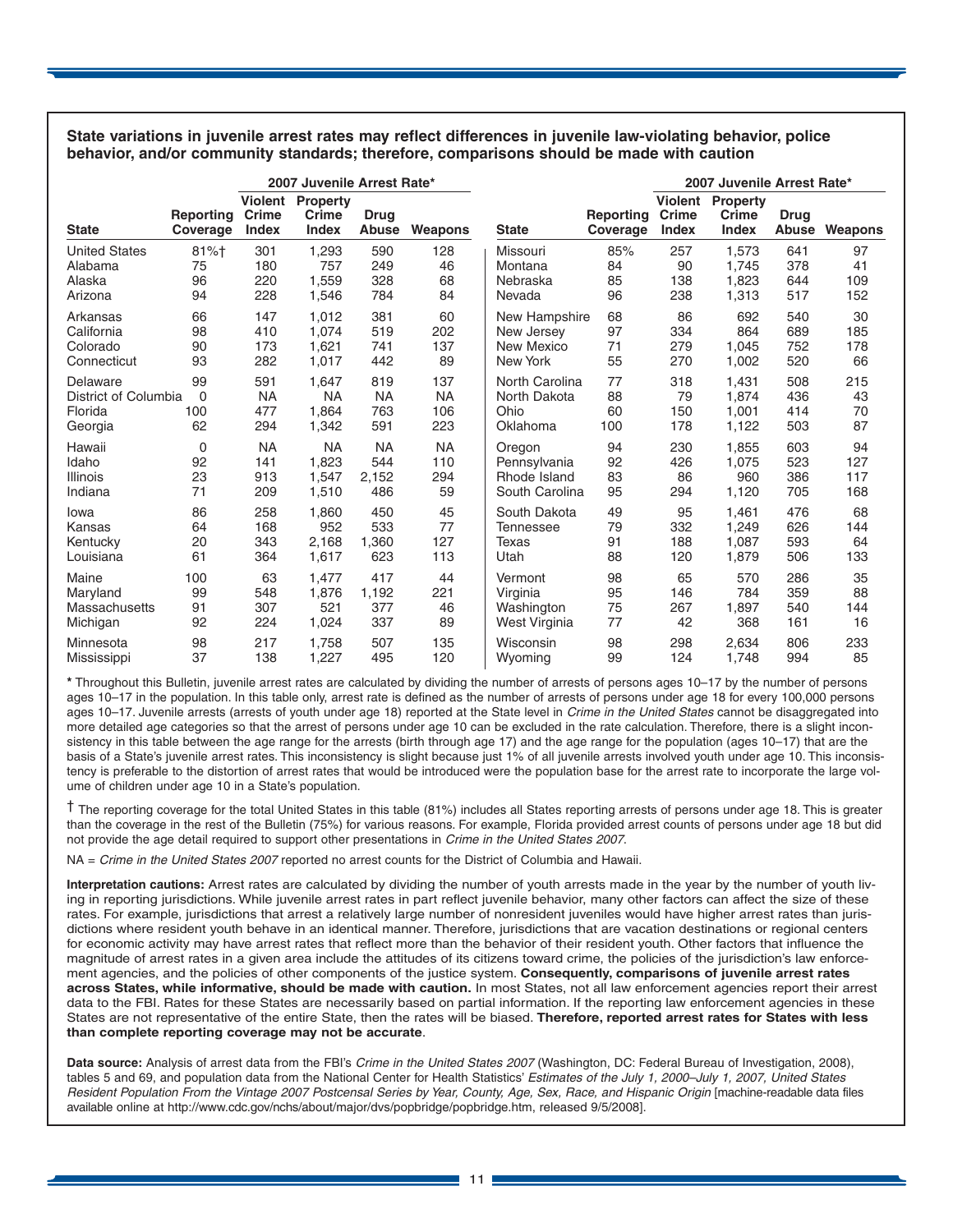**State variations in juvenile arrest rates may reflect differences in juvenile law-violating behavior, police behavior, and/or community standards; therefore, comparisons should be made with caution**

| | | 2007 Juvenile Arrest Rate* | | | |
|---|---|---|---|---|---|
| State | Reporting Coverage | Violent Crime Index | Property Crime Index | Drug Abuse | Weapons |
| United States | 81%† | 301 | 1,293 | 590 | 128 |
| Alabama | 75 | 180 | 757 | 249 | 46 |
| Alaska | 96 | 220 | 1,559 | 328 | 68 |
| Arizona | 94 | 228 | 1,546 | 784 | 84 |
| Arkansas | 66 | 147 | 1,012 | 381 | 60 |
| California | 98 | 410 | 1,074 | 519 | 202 |
| Colorado | 90 | 173 | 1,621 | 741 | 137 |
| Connecticut | 93 | 282 | 1,017 | 442 | 89 |
| Delaware | 99 | 591 | 1,647 | 819 | 137 |
| District of Columbia | 0 | NA | NA | NA | NA |
| Florida | 100 | 477 | 1,864 | 763 | 106 |
| Georgia | 62 | 294 | 1,342 | 591 | 223 |
| Hawaii | 0 | NA | NA | NA | NA |
| Idaho | 92 | 141 | 1,823 | 544 | 110 |
| Illinois | 23 | 913 | 1,547 | 2,152 | 294 |
| Indiana | 71 | 209 | 1,510 | 486 | 59 |
| Iowa | 86 | 258 | 1,860 | 450 | 45 |
| Kansas | 64 | 168 | 952 | 533 | 77 |
| Kentucky | 20 | 343 | 2,168 | 1,360 | 127 |
| Louisiana | 61 | 364 | 1,617 | 623 | 113 |
| Maine | 100 | 63 | 1,477 | 417 | 44 |
| Maryland | 99 | 548 | 1,876 | 1,192 | 221 |
| Massachusetts | 91 | 307 | 521 | 377 | 46 |
| Michigan | 92 | 224 | 1,024 | 337 | 89 |
| Minnesota | 98 | 217 | 1,758 | 507 | 135 |
| Mississippi | 37 | 138 | 1,227 | 495 | 120 |
| Missouri | 85% | 257 | 1,573 | 641 | 97 |
| Montana | 84 | 90 | 1,745 | 378 | 41 |
| Nebraska | 85 | 138 | 1,823 | 644 | 109 |
| Nevada | 96 | 238 | 1,313 | 517 | 152 |
| New Hampshire | 68 | 86 | 692 | 540 | 30 |
| New Jersey | 97 | 334 | 864 | 689 | 185 |
| New Mexico | 71 | 279 | 1,045 | 752 | 178 |
| New York | 55 | 270 | 1,002 | 520 | 66 |
| North Carolina | 77 | 318 | 1,431 | 508 | 215 |
| North Dakota | 88 | 79 | 1,874 | 436 | 43 |
| Ohio | 60 | 150 | 1,001 | 414 | 70 |
| Oklahoma | 100 | 178 | 1,122 | 503 | 87 |
| Oregon | 94 | 230 | 1,855 | 603 | 94 |
| Pennsylvania | 92 | 426 | 1,075 | 523 | 127 |
| Rhode Island | 83 | 86 | 960 | 386 | 117 |
| South Carolina | 95 | 294 | 1,120 | 705 | 168 |
| South Dakota | 49 | 95 | 1,461 | 476 | 68 |
| Tennessee | 79 | 332 | 1,249 | 626 | 144 |
| Texas | 91 | 188 | 1,087 | 593 | 64 |
| Utah | 88 | 120 | 1,879 | 506 | 133 |
| Vermont | 98 | 65 | 570 | 286 | 35 |
| Virginia | 95 | 146 | 784 | 359 | 88 |
| Washington | 75 | 267 | 1,897 | 540 | 144 |
| West Virginia | 77 | 42 | 368 | 161 | 16 |
| Wisconsin | 98 | 298 | 2,634 | 806 | 233 |
| Wyoming | 99 | 124 | 1,748 | 994 | 85 |

**\*** Throughout this Bulletin, juvenile arrest rates are calculated by dividing the number of arrests of persons ages 10–17 by the number of persons ages 10–17 in the population. In this table only, arrest rate is defined as the number of arrests of persons under age 18 for every 100,000 persons ages 10–17. Juvenile arrests (arrests of youth under age 18) reported at the State level in *Crime in the United States* cannot be disaggregated into more detailed age categories so that the arrest of persons under age 10 can be excluded in the rate calculation. Therefore, there is a slight inconsistency in this table between the age range for the arrests (birth through age 17) and the age range for the population (ages 10–17) that are the basis of a State's juvenile arrest rates. This inconsistency is slight because just 1% of all juvenile arrests involved youth under age 10. This inconsistency is preferable to the distortion of arrest rates that would be introduced were the population base for the arrest rate to incorporate the large volume of children under age 10 in a State's population.

† The reporting coverage for the total United States in this table (81%) includes all States reporting arrests of persons under age 18. This is greater than the coverage in the rest of the Bulletin (75%) for various reasons. For example, Florida provided arrest counts of persons under age 18 but did not provide the age detail required to support other presentations in *Crime in the United States 2007*.

NA = *Crime in the United States 2007* reported no arrest counts for the District of Columbia and Hawaii.

**Interpretation cautions:** Arrest rates are calculated by dividing the number of youth arrests made in the year by the number of youth living in reporting jurisdictions. While juvenile arrest rates in part reflect juvenile behavior, many other factors can affect the size of these rates. For example, jurisdictions that arrest a relatively large number of nonresident juveniles would have higher arrest rates than jurisdictions where resident youth behave in an identical manner. Therefore, jurisdictions that are vacation destinations or regional centers for economic activity may have arrest rates that reflect more than the behavior of their resident youth. Other factors that influence the magnitude of arrest rates in a given area include the attitudes of its citizens toward crime, the policies of the jurisdiction's law enforcement agencies, and the policies of other components of the justice system. **Consequently, comparisons of juvenile arrest rates across States, while informative, should be made with caution.** In most States, not all law enforcement agencies report their arrest data to the FBI. Rates for these States are necessarily based on partial information. If the reporting law enforcement agencies in these States are not representative of the entire State, then the rates will be biased. **Therefore, reported arrest rates for States with less than complete reporting coverage may not be accurate**.

**Data source:** Analysis of arrest data from the FBI's *Crime in the United States 2007* (Washington, DC: Federal Bureau of Investigation, 2008), tables 5 and 69, and population data from the National Center for Health Statistics' *Estimates of the July 1, 2000–July 1, 2007, United States Resident Population From the Vintage 2007 Postcensal Series by Year, County, Age, Sex, Race, and Hispanic Origin* [machine-readable data files available online at http://www.cdc.gov/nchs/about/major/dvs/popbridge/popbridge.htm, released 9/5/2008].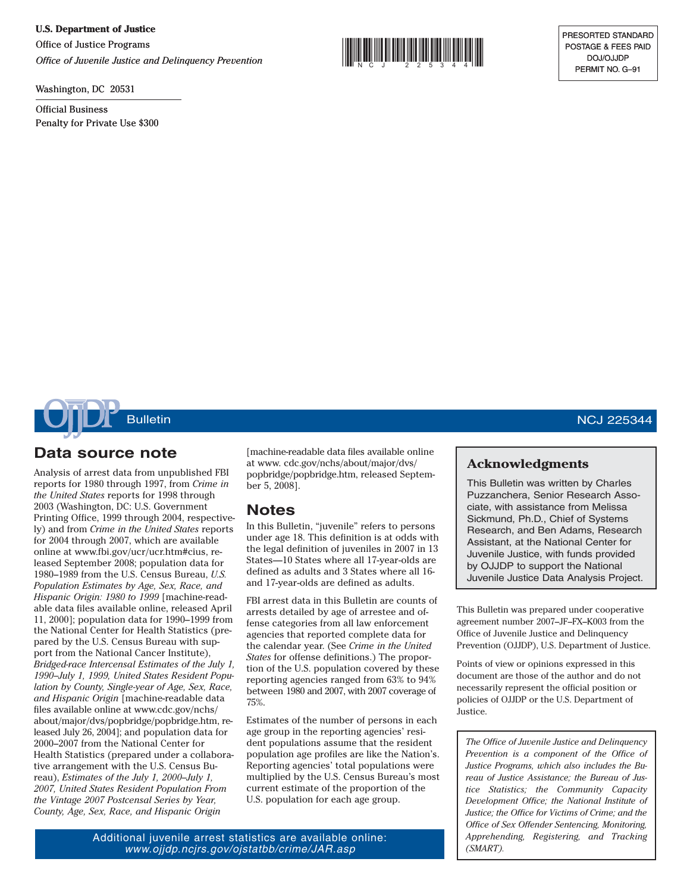**U.S. Department of Justice**

Office of Justice Programs

*Office of Juvenile Justice and Delinquency Prevention*

Washington, DC 20531

Official Business
Penalty for Private Use $300

PRESORTED STANDARD
POSTAGE & FEES PAID
DOJ/OJJDP
PERMIT NO. G–91

NCJ 225344

OJJDP Bulletin NCJ 225344

## Data source note

Analysis of arrest data from unpublished FBI reports for 1980 through 1997, from *Crime in the United States* reports for 1998 through 2003 (Washington, DC: U.S. Government Printing Office, 1999 through 2004, respectively) and from *Crime in the United States* reports for 2004 through 2007, which are available online at www.fbi.gov/ucr/ucr.htm#cius, released September 2008; population data for 1980–1989 from the U.S. Census Bureau, *U.S. Population Estimates by Age, Sex, Race, and Hispanic Origin: 1980 to 1999* [machine-readable data files available online, released April 11, 2000]; population data for 1990–1999 from the National Center for Health Statistics (prepared by the U.S. Census Bureau with support from the National Cancer Institute), *Bridged-race Intercensal Estimates of the July 1, 1990–July 1, 1999, United States Resident Population by County, Single-year of Age, Sex, Race, and Hispanic Origin* [machine-readable data files available online at www.cdc.gov/nchs/about/major/dvs/popbridge/popbridge.htm, released July 26, 2004]; and population data for 2000–2007 from the National Center for Health Statistics (prepared under a collaborative arrangement with the U.S. Census Bureau), *Estimates of the July 1, 2000–July 1, 2007, United States Resident Population From the Vintage 2007 Postcensal Series by Year, County, Age, Sex, Race, and Hispanic Origin* [machine-readable data files available online at www. cdc.gov/nchs/about/major/dvs/popbridge/popbridge.htm, released September 5, 2008].

## Notes

In this Bulletin, "juvenile" refers to persons under age 18. This definition is at odds with the legal definition of juveniles in 2007 in 13 States—10 States where all 17-year-olds are defined as adults and 3 States where all 16- and 17-year-olds are defined as adults.

FBI arrest data in this Bulletin are counts of arrests detailed by age of arrestee and offense categories from all law enforcement agencies that reported complete data for the calendar year. (See *Crime in the United States* for offense definitions.) The proportion of the U.S. population covered by these reporting agencies ranged from 63% to 94% between 1980 and 2007, with 2007 coverage of 75%.

Estimates of the number of persons in each age group in the reporting agencies' resident populations assume that the resident population age profiles are like the Nation's. Reporting agencies' total populations were multiplied by the U.S. Census Bureau's most current estimate of the proportion of the U.S. population for each age group.

## Acknowledgments

This Bulletin was written by Charles Puzzanchera, Senior Research Associate, with assistance from Melissa Sickmund, Ph.D., Chief of Systems Research, and Ben Adams, Research Assistant, at the National Center for Juvenile Justice, with funds provided by OJJDP to support the National Juvenile Justice Data Analysis Project.

This Bulletin was prepared under cooperative agreement number 2007–JF–FX–K003 from the Office of Juvenile Justice and Delinquency Prevention (OJJDP), U.S. Department of Justice.

Points of view or opinions expressed in this document are those of the author and do not necessarily represent the official position or policies of OJJDP or the U.S. Department of Justice.

*The Office of Juvenile Justice and Delinquency Prevention is a component of the Office of Justice Programs, which also includes the Bureau of Justice Assistance; the Bureau of Justice Statistics; the Community Capacity Development Office; the National Institute of Justice; the Office for Victims of Crime; and the Office of Sex Offender Sentencing, Monitoring, Apprehending, Registering, and Tracking (SMART).*

Additional juvenile arrest statistics are available online:
*www.ojjdp.ncjrs.gov/ojstatbb/crime/JAR.asp*